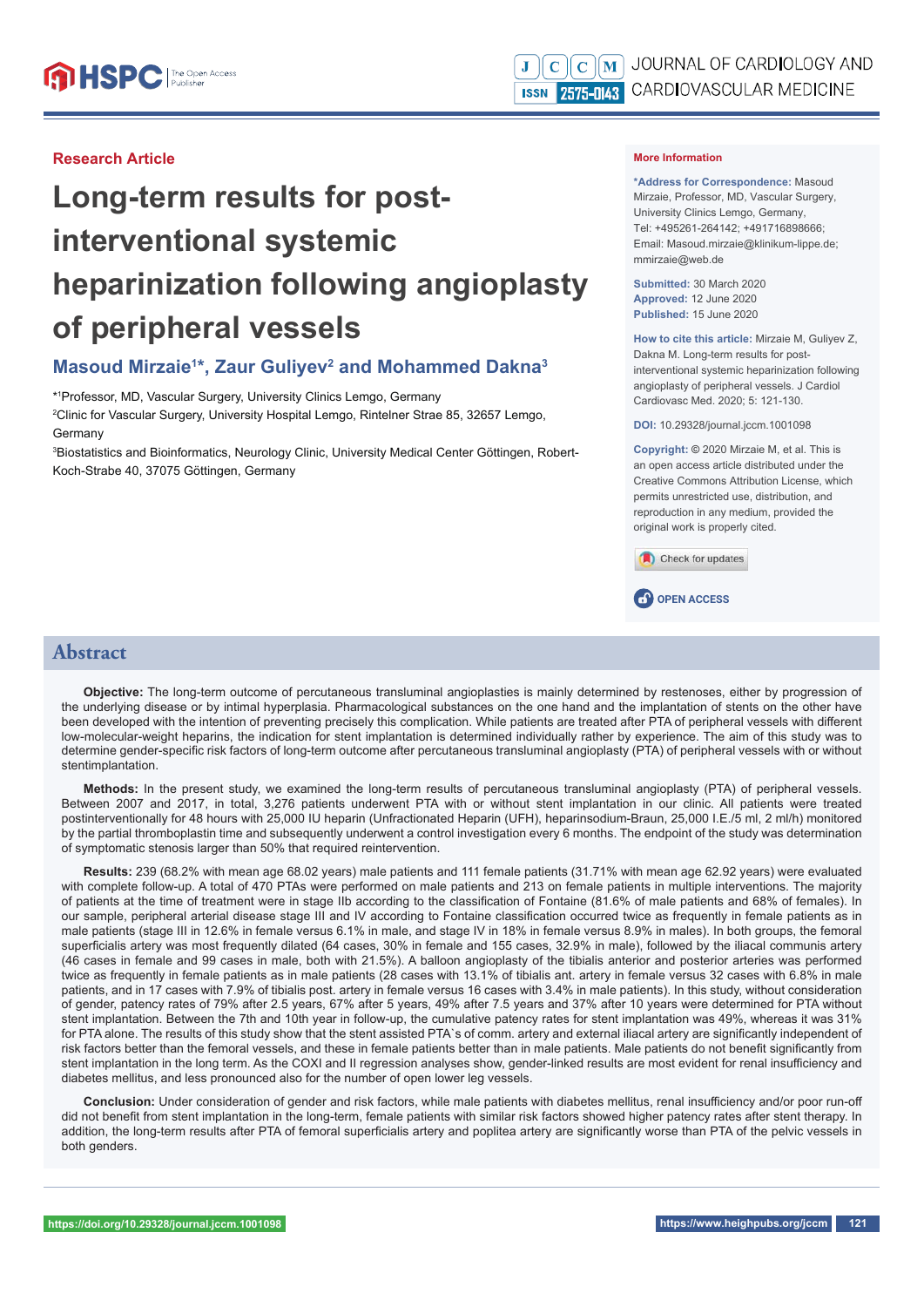Research Article

# Long-term results for post-interventional systemic heparinization following angioplasty of peripheral vessels

## Masoud Mirzaie[1]*, Zaur Guliyev[2] and Mohammed Dakna[3]

*[1]Professor, MD, Vascular Surgery, University Clinics Lemgo, Germany

[2]Clinic for Vascular Surgery, University Hospital Lemgo, Rintelner Strae 85, 32657 Lemgo, Germany

[3]Biostatistics and Bioinformatics, Neurology Clinic, University Medical Center Göttingen, Robert-Koch-Strabe 40, 37075 Göttingen, Germany

**More Information**

***Address for Correspondence:** Masoud Mirzaie, Professor, MD, Vascular Surgery, University Clinics Lemgo, Germany, Tel: +495261-264142; +491716898666; Email: Masoud.mirzaie@klinikum-lippe.de; mmirzaie@web.de

**Submitted:** 30 March 2020
**Approved:** 12 June 2020
**Published:** 15 June 2020

**How to cite this article:** Mirzaie M, Guliyev Z, Dakna M. Long-term results for post-interventional systemic heparinization following angioplasty of peripheral vessels. J Cardiol Cardiovasc Med. 2020; 5: 121-130.

**DOI:** 10.29328/journal.jccm.1001098

**Copyright:** © 2020 Mirzaie M, et al. This is an open access article distributed under the Creative Commons Attribution License, which permits unrestricted use, distribution, and reproduction in any medium, provided the original work is properly cited.

OPEN ACCESS

## Abstract

**Objective:** The long-term outcome of percutaneous transluminal angioplasties is mainly determined by restenoses, either by progression of the underlying disease or by intimal hyperplasia. Pharmacological substances on the one hand and the implantation of stents on the other have been developed with the intention of preventing precisely this complication. While patients are treated after PTA of peripheral vessels with different low-molecular-weight heparins, the indication for stent implantation is determined individually rather by experience. The aim of this study was to determine gender-specific risk factors of long-term outcome after percutaneous transluminal angioplasty (PTA) of peripheral vessels with or without stentimplantation.

**Methods:** In the present study, we examined the long-term results of percutaneous transluminal angioplasty (PTA) of peripheral vessels. Between 2007 and 2017, in total, 3,276 patients underwent PTA with or without stent implantation in our clinic. All patients were treated postinterventionally for 48 hours with 25,000 IU heparin (Unfractionated Heparin (UFH), heparinsodium-Braun, 25,000 I.E./5 ml, 2 ml/h) monitored by the partial thromboplastin time and subsequently underwent a control investigation every 6 months. The endpoint of the study was determination of symptomatic stenosis larger than 50% that required reintervention.

**Results:** 239 (68.2% with mean age 68.02 years) male patients and 111 female patients (31.71% with mean age 62.92 years) were evaluated with complete follow-up. A total of 470 PTAs were performed on male patients and 213 on female patients in multiple interventions. The majority of patients at the time of treatment were in stage IIb according to the classification of Fontaine (81.6% of male patients and 68% of females). In our sample, peripheral arterial disease stage III and IV according to Fontaine classification occurred twice as frequently in female patients as in male patients (stage III in 12.6% in female versus 6.1% in male, and stage IV in 18% in female versus 8.9% in males). In both groups, the femoral superficialis artery was most frequently dilated (64 cases, 30% in female and 155 cases, 32.9% in male), followed by the iliacal communis artery (46 cases in female and 99 cases in male, both with 21.5%). A balloon angioplasty of the tibialis anterior and posterior arteries was performed twice as frequently in female patients as in male patients (28 cases with 13.1% of tibialis ant. artery in female versus 32 cases with 6.8% in male patients, and in 17 cases with 7.9% of tibialis post. artery in female versus 16 cases with 3.4% in male patients). In this study, without consideration of gender, patency rates of 79% after 2.5 years, 67% after 5 years, 49% after 7.5 years and 37% after 10 years were determined for PTA without stent implantation. Between the 7th and 10th year in follow-up, the cumulative patency rates for stent implantation was 49%, whereas it was 31% for PTA alone. The results of this study show that the stent assisted PTA`s of comm. artery and external iliacal artery are significantly independent of risk factors better than the femoral vessels, and these in female patients better than in male patients. Male patients do not benefit significantly from stent implantation in the long term. As the COXI and II regression analyses show, gender-linked results are most evident for renal insufficiency and diabetes mellitus, and less pronounced also for the number of open lower leg vessels.

**Conclusion:** Under consideration of gender and risk factors, while male patients with diabetes mellitus, renal insufficiency and/or poor run-off did not benefit from stent implantation in the long-term, female patients with similar risk factors showed higher patency rates after stent therapy. In addition, the long-term results after PTA of femoral superficialis artery and poplitea artery are significantly worse than PTA of the pelvic vessels in both genders.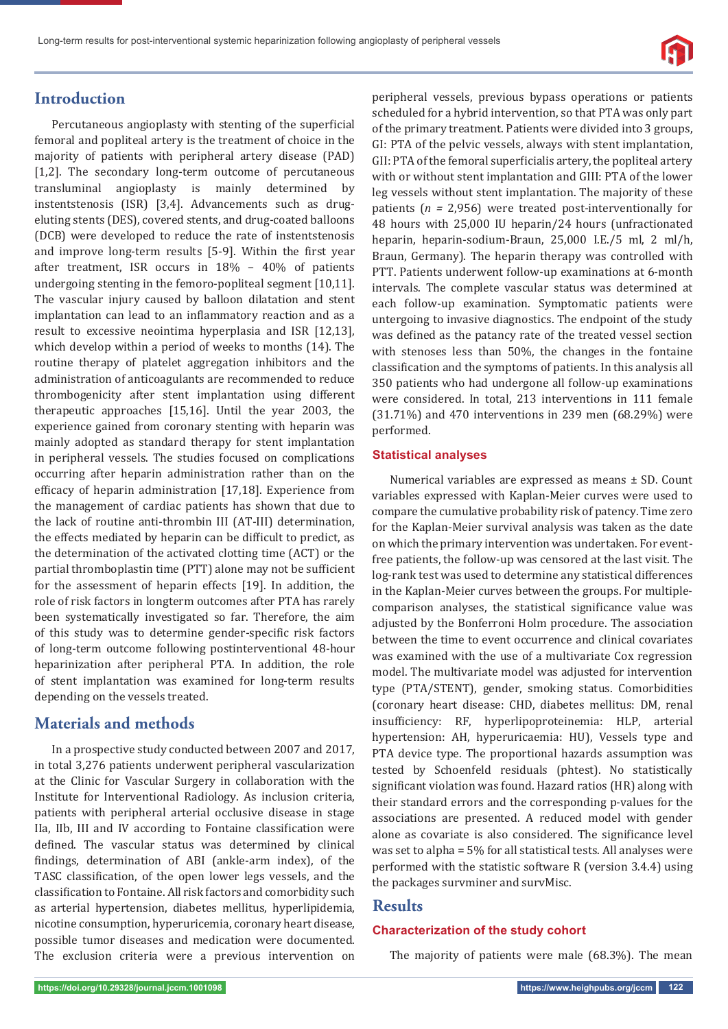## Introduction

Percutaneous angioplasty with stenting of the superficial femoral and popliteal artery is the treatment of choice in the majority of patients with peripheral artery disease (PAD) [1,2]. The secondary long-term outcome of percutaneous transluminal angioplasty is mainly determined by instentstenosis (ISR) [3,4]. Advancements such as drug-eluting stents (DES), covered stents, and drug-coated balloons (DCB) were developed to reduce the rate of instentstenosis and improve long-term results [5-9]. Within the first year after treatment, ISR occurs in 18% – 40% of patients undergoing stenting in the femoro-popliteal segment [10,11]. The vascular injury caused by balloon dilatation and stent implantation can lead to an inflammatory reaction and as a result to excessive neointima hyperplasia and ISR [12,13], which develop within a period of weeks to months (14). The routine therapy of platelet aggregation inhibitors and the administration of anticoagulants are recommended to reduce thrombogenicity after stent implantation using different therapeutic approaches [15,16]. Until the year 2003, the experience gained from coronary stenting with heparin was mainly adopted as standard therapy for stent implantation in peripheral vessels. The studies focused on complications occurring after heparin administration rather than on the efficacy of heparin administration [17,18]. Experience from the management of cardiac patients has shown that due to the lack of routine anti-thrombin III (AT-III) determination, the effects mediated by heparin can be difficult to predict, as the determination of the activated clotting time (ACT) or the partial thromboplastin time (PTT) alone may not be sufficient for the assessment of heparin effects [19]. In addition, the role of risk factors in longterm outcomes after PTA has rarely been systematically investigated so far. Therefore, the aim of this study was to determine gender-specific risk factors of long-term outcome following postinterventional 48-hour heparinization after peripheral PTA. In addition, the role of stent implantation was examined for long-term results depending on the vessels treated.

## Materials and methods

In a prospective study conducted between 2007 and 2017, in total 3,276 patients underwent peripheral vascularization at the Clinic for Vascular Surgery in collaboration with the Institute for Interventional Radiology. As inclusion criteria, patients with peripheral arterial occlusive disease in stage IIa, IIb, III and IV according to Fontaine classification were defined. The vascular status was determined by clinical findings, determination of ABI (ankle-arm index), of the TASC classification, of the open lower legs vessels, and the classification to Fontaine. All risk factors and comorbidity such as arterial hypertension, diabetes mellitus, hyperlipidemia, nicotine consumption, hyperuricemia, coronary heart disease, possible tumor diseases and medication were documented. The exclusion criteria were a previous intervention on peripheral vessels, previous bypass operations or patients scheduled for a hybrid intervention, so that PTA was only part of the primary treatment. Patients were divided into 3 groups, GI: PTA of the pelvic vessels, always with stent implantation, GII: PTA of the femoral superficialis artery, the popliteal artery with or without stent implantation and GIII: PTA of the lower leg vessels without stent implantation. The majority of these patients ($n$ = 2,956) were treated post-interventionally for 48 hours with 25,000 IU heparin/24 hours (unfractionated heparin, heparin-sodium-Braun, 25,000 I.E./5 ml, 2 ml/h, Braun, Germany). The heparin therapy was controlled with PTT. Patients underwent follow-up examinations at 6-month intervals. The complete vascular status was determined at each follow-up examination. Symptomatic patients were untergoing to invasive diagnostics. The endpoint of the study was defined as the patancy rate of the treated vessel section with stenoses less than 50%, the changes in the fontaine classification and the symptoms of patients. In this analysis all 350 patients who had undergone all follow-up examinations were considered. In total, 213 interventions in 111 female (31.71%) and 470 interventions in 239 men (68.29%) were performed.

### Statistical analyses

Numerical variables are expressed as means ± SD. Count variables expressed with Kaplan-Meier curves were used to compare the cumulative probability risk of patency. Time zero for the Kaplan-Meier survival analysis was taken as the date on which the primary intervention was undertaken. For event-free patients, the follow-up was censored at the last visit. The log-rank test was used to determine any statistical differences in the Kaplan-Meier curves between the groups. For multiple-comparison analyses, the statistical significance value was adjusted by the Bonferroni Holm procedure. The association between the time to event occurrence and clinical covariates was examined with the use of a multivariate Cox regression model. The multivariate model was adjusted for intervention type (PTA/STENT), gender, smoking status. Comorbidities (coronary heart disease: CHD, diabetes mellitus: DM, renal insufficiency: RF, hyperlipoproteinemia: HLP, arterial hypertension: AH, hyperuricaemia: HU), Vessels type and PTA device type. The proportional hazards assumption was tested by Schoenfeld residuals (phtest). No statistically significant violation was found. Hazard ratios (HR) along with their standard errors and the corresponding p-values for the associations are presented. A reduced model with gender alone as covariate is also considered. The significance level was set to alpha = 5% for all statistical tests. All analyses were performed with the statistic software R (version 3.4.4) using the packages survminer and survMisc.

## Results

### Characterization of the study cohort

The majority of patients were male (68.3%). The mean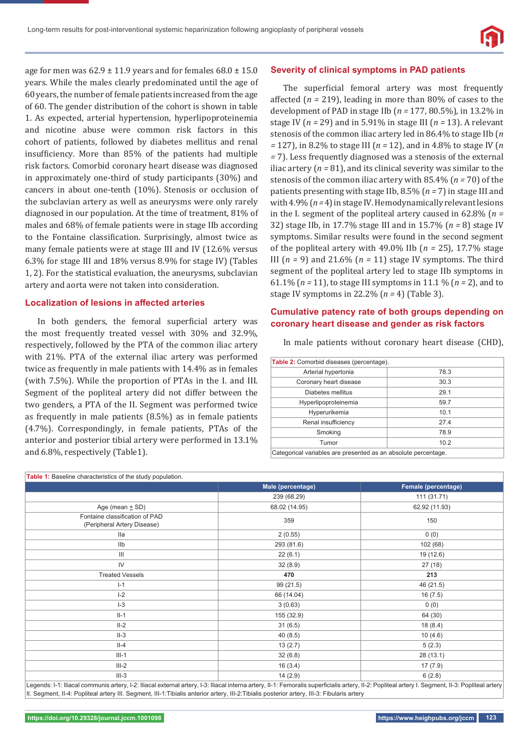age for men was 62.9 ± 11.9 years and for females 68.0 ± 15.0 years. While the males clearly predominated until the age of 60 years, the number of female patients increased from the age of 60. The gender distribution of the cohort is shown in table 1. As expected, arterial hypertension, hyperlipoproteinemia and nicotine abuse were common risk factors in this cohort of patients, followed by diabetes mellitus and renal insufficiency. More than 85% of the patients had multiple risk factors. Comorbid coronary heart disease was diagnosed in approximately one-third of study participants (30%) and cancers in about one-tenth (10%). Stenosis or occlusion of the subclavian artery as well as aneurysms were only rarely diagnosed in our population. At the time of treatment, 81% of males and 68% of female patients were in stage IIb according to the Fontaine classification. Surprisingly, almost twice as many female patients were at stage III and IV (12.6% versus 6.3% for stage III and 18% versus 8.9% for stage IV) (Tables 1, 2). For the statistical evaluation, the aneurysms, subclavian artery and aorta were not taken into consideration.

## Localization of lesions in affected arteries

In both genders, the femoral superficial artery was the most frequently treated vessel with 30% and 32.9%, respectively, followed by the PTA of the common iliac artery with 21%. PTA of the external iliac artery was performed twice as frequently in male patients with 14.4% as in females (with 7.5%). While the proportion of PTAs in the I. and III. Segment of the popliteal artery did not differ between the two genders, a PTA of the II. Segment was performed twice as frequently in male patients (8.5%) as in female patients (4.7%). Correspondingly, in female patients, PTAs of the anterior and posterior tibial artery were performed in 13.1% and 6.8%, respectively (Table1).

## Severity of clinical symptoms in PAD patients

The superficial femoral artery was most frequently affected (*n* = 219), leading in more than 80% of cases to the development of PAD in stage IIb (*n* = 177, 80.5%), in 13.2% in stage IV (*n* = 29) and in 5.91% in stage III (*n* = 13). A relevant stenosis of the common iliac artery led in 86.4% to stage IIb (*n* = 127), in 8.2% to stage III (*n* = 12), and in 4.8% to stage IV (*n* = 7). Less frequently diagnosed was a stenosis of the external iliac artery (*n* = 81), and its clinical severity was similar to the stenosis of the common iliac artery with 85.4% (*n* = 70) of the patients presenting with stage IIb, 8.5% (*n* = 7) in stage III and with 4.9% (*n* = 4) in stage IV. Hemodynamically relevant lesions in the I. segment of the popliteal artery caused in 62.8% (*n* = 32) stage IIb, in 17.7% stage III and in 15.7% (*n* = 8) stage IV symptoms. Similar results were found in the second segment of the popliteal artery with 49.0% IIb (*n* = 25), 17.7% stage III (*n* = 9) and 21.6% (*n* = 11) stage IV symptoms. The third segment of the popliteal artery led to stage IIb symptoms in 61.1% (*n* = 11), to stage III symptoms in 11.1 % (*n* = 2), and to stage IV symptoms in 22.2% (*n* = 4) (Table 3).

## Cumulative patency rate of both groups depending on coronary heart disease and gender as risk factors

In male patients without coronary heart disease (CHD),

**Table 2:** Comorbid diseases (percentage).

| | |
|---|---|
| Arterial hypertonia | 78.3 |
| Coronary heart disease | 30.3 |
| Diabetes mellitus | 29.1 |
| Hyperlipoproteinemia | 59.7 |
| Hyperurikemia | 10.1 |
| Renal insufficiency | 27.4 |
| Smoking | 78.9 |
| Tumor | 10.2 |

Categorical variables are presented as an absolute percentage.

**Table 1:** Baseline characteristics of the study population.

| | Male (percentage) | Female (percentage) |
|---|---|---|
| | 239 (68.29) | 111 (31.71) |
| Age (mean ± SD) | 68.02 (14.95) | 62.92 (11.93) |
| Fontaine classification of PAD (Peripheral Artery Disease) | 359 | 150 |
| IIa | 2 (0.55) | 0 (0) |
| IIb | 293 (81.6) | 102 (68) |
| III | 22 (6.1) | 19 (12.6) |
| IV | 32 (8.9) | 27 (18) |
| Treated Vessels | **470** | **213** |
| I-1 | 99 (21.5) | 46 (21.5) |
| I-2 | 66 (14.04) | 16 (7.5) |
| I-3 | 3 (0.63) | 0 (0) |
| II-1 | 155 (32.9) | 64 (30) |
| II-2 | 31 (6.5) | 18 (8.4) |
| II-3 | 40 (8.5) | 10 (4.6) |
| II-4 | 13 (2.7) | 5 (2.3) |
| III-1 | 32 (6.8) | 28 (13.1) |
| III-2 | 16 (3.4) | 17 (7.9) |
| III-3 | 14 (2.9) | 6 (2.8) |

Legends: I-1: Iliacal communis artery, I-2: Iliacal external artery, I-3: Iliacal interna artery, II-1: Femoralis superficialis artery, II-2: Popliteal artery I. Segment, II-3: Popliteal artery II. Segment, II-4: Popliteal artery III. Segment, III-1:Tibialis anterior artery, III-2:Tibialis posterior artery, III-3: Fibularis artery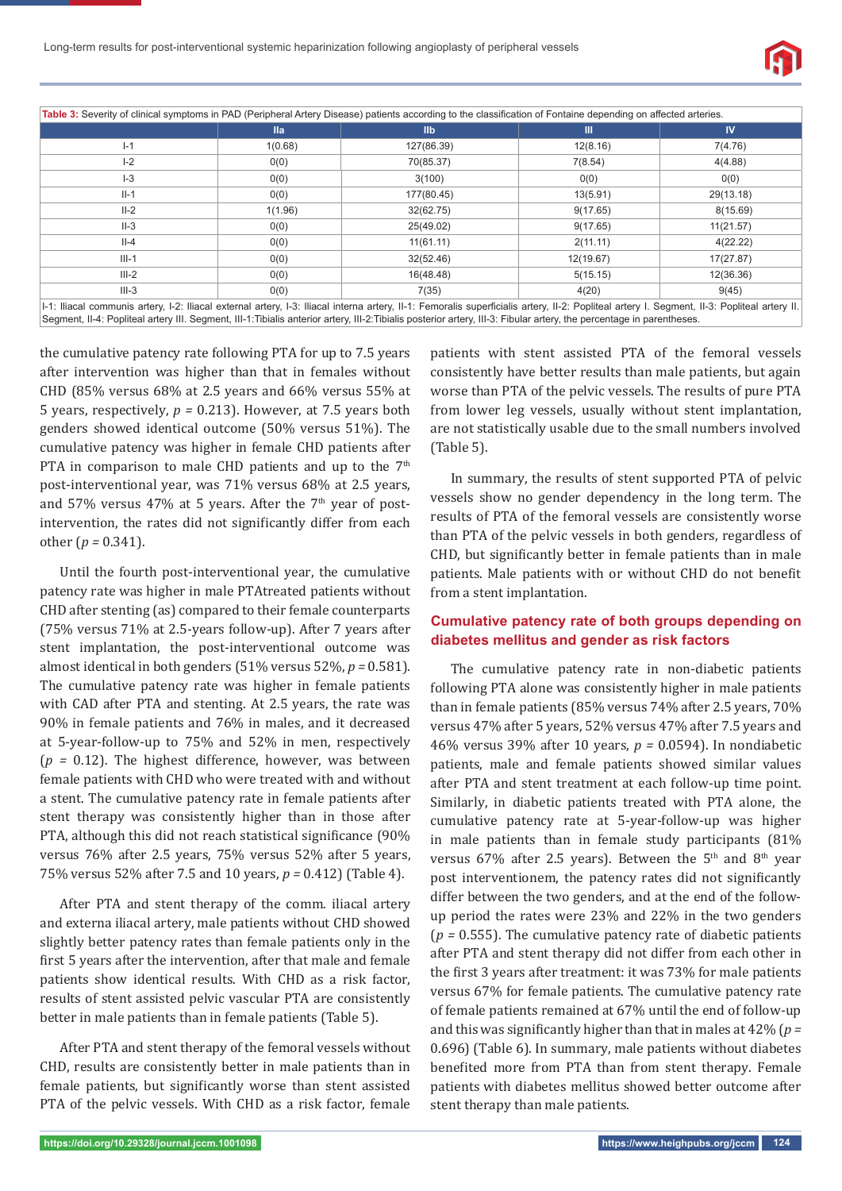Table 3: Severity of clinical symptoms in PAD (Peripheral Artery Disease) patients according to the classification of Fontaine depending on affected arteries.

| | IIa | IIb | III | IV |
|---|---|---|---|---|
| I-1 | 1(0.68) | 127(86.39) | 12(8.16) | 7(4.76) |
| I-2 | 0(0) | 70(85.37) | 7(8.54) | 4(4.88) |
| I-3 | 0(0) | 3(100) | 0(0) | 0(0) |
| II-1 | 0(0) | 177(80.45) | 13(5.91) | 29(13.18) |
| II-2 | 1(1.96) | 32(62.75) | 9(17.65) | 8(15.69) |
| II-3 | 0(0) | 25(49.02) | 9(17.65) | 11(21.57) |
| II-4 | 0(0) | 11(61.11) | 2(11.11) | 4(22.22) |
| III-1 | 0(0) | 32(52.46) | 12(19.67) | 17(27.87) |
| III-2 | 0(0) | 16(48.48) | 5(15.15) | 12(36.36) |
| III-3 | 0(0) | 7(35) | 4(20) | 9(45) |

I-1: Iliacal communis artery, I-2: Iliacal external artery, I-3: Iliacal interna artery, II-1: Femoralis superficialis artery, II-2: Popliteal artery I. Segment, II-3: Popliteal artery II. Segment, II-4: Popliteal artery III. Segment, III-1:Tibialis anterior artery, III-2:Tibialis posterior artery, III-3: Fibular artery, the percentage in parentheses.

the cumulative patency rate following PTA for up to 7.5 years after intervention was higher than that in females without CHD (85% versus 68% at 2.5 years and 66% versus 55% at 5 years, respectively, $p$ = 0.213). However, at 7.5 years both genders showed identical outcome (50% versus 51%). The cumulative patency was higher in female CHD patients after PTA in comparison to male CHD patients and up to the 7th post-interventional year, was 71% versus 68% at 2.5 years, and 57% versus 47% at 5 years. After the 7th year of post-intervention, the rates did not significantly differ from each other ($p$ = 0.341).

Until the fourth post-interventional year, the cumulative patency rate was higher in male PTAtreated patients without CHD after stenting (as) compared to their female counterparts (75% versus 71% at 2.5-years follow-up). After 7 years after stent implantation, the post-interventional outcome was almost identical in both genders (51% versus 52%, $p$ = 0.581). The cumulative patency rate was higher in female patients with CAD after PTA and stenting. At 2.5 years, the rate was 90% in female patients and 76% in males, and it decreased at 5-year-follow-up to 75% and 52% in men, respectively ($p$ = 0.12). The highest difference, however, was between female patients with CHD who were treated with and without a stent. The cumulative patency rate in female patients after stent therapy was consistently higher than in those after PTA, although this did not reach statistical significance (90% versus 76% after 2.5 years, 75% versus 52% after 5 years, 75% versus 52% after 7.5 and 10 years, $p$ = 0.412) (Table 4).

After PTA and stent therapy of the comm. iliacal artery and externa iliacal artery, male patients without CHD showed slightly better patency rates than female patients only in the first 5 years after the intervention, after that male and female patients show identical results. With CHD as a risk factor, results of stent assisted pelvic vascular PTA are consistently better in male patients than in female patients (Table 5).

After PTA and stent therapy of the femoral vessels without CHD, results are consistently better in male patients than in female patients, but significantly worse than stent assisted PTA of the pelvic vessels. With CHD as a risk factor, female patients with stent assisted PTA of the femoral vessels consistently have better results than male patients, but again worse than PTA of the pelvic vessels. The results of pure PTA from lower leg vessels, usually without stent implantation, are not statistically usable due to the small numbers involved (Table 5).

In summary, the results of stent supported PTA of pelvic vessels show no gender dependency in the long term. The results of PTA of the femoral vessels are consistently worse than PTA of the pelvic vessels in both genders, regardless of CHD, but significantly better in female patients than in male patients. Male patients with or without CHD do not benefit from a stent implantation.

## Cumulative patency rate of both groups depending on diabetes mellitus and gender as risk factors

The cumulative patency rate in non-diabetic patients following PTA alone was consistently higher in male patients than in female patients (85% versus 74% after 2.5 years, 70% versus 47% after 5 years, 52% versus 47% after 7.5 years and 46% versus 39% after 10 years, $p$ = 0.0594). In nondiabetic patients, male and female patients showed similar values after PTA and stent treatment at each follow-up time point. Similarly, in diabetic patients treated with PTA alone, the cumulative patency rate at 5-year-follow-up was higher in male patients than in female study participants (81% versus 67% after 2.5 years). Between the 5th and 8th year post interventionem, the patency rates did not significantly differ between the two genders, and at the end of the follow-up period the rates were 23% and 22% in the two genders ($p$ = 0.555). The cumulative patency rate of diabetic patients after PTA and stent therapy did not differ from each other in the first 3 years after treatment: it was 73% for male patients versus 67% for female patients. The cumulative patency rate of female patients remained at 67% until the end of follow-up and this was significantly higher than that in males at 42% ($p$ = 0.696) (Table 6). In summary, male patients without diabetes benefited more from PTA than from stent therapy. Female patients with diabetes mellitus showed better outcome after stent therapy than male patients.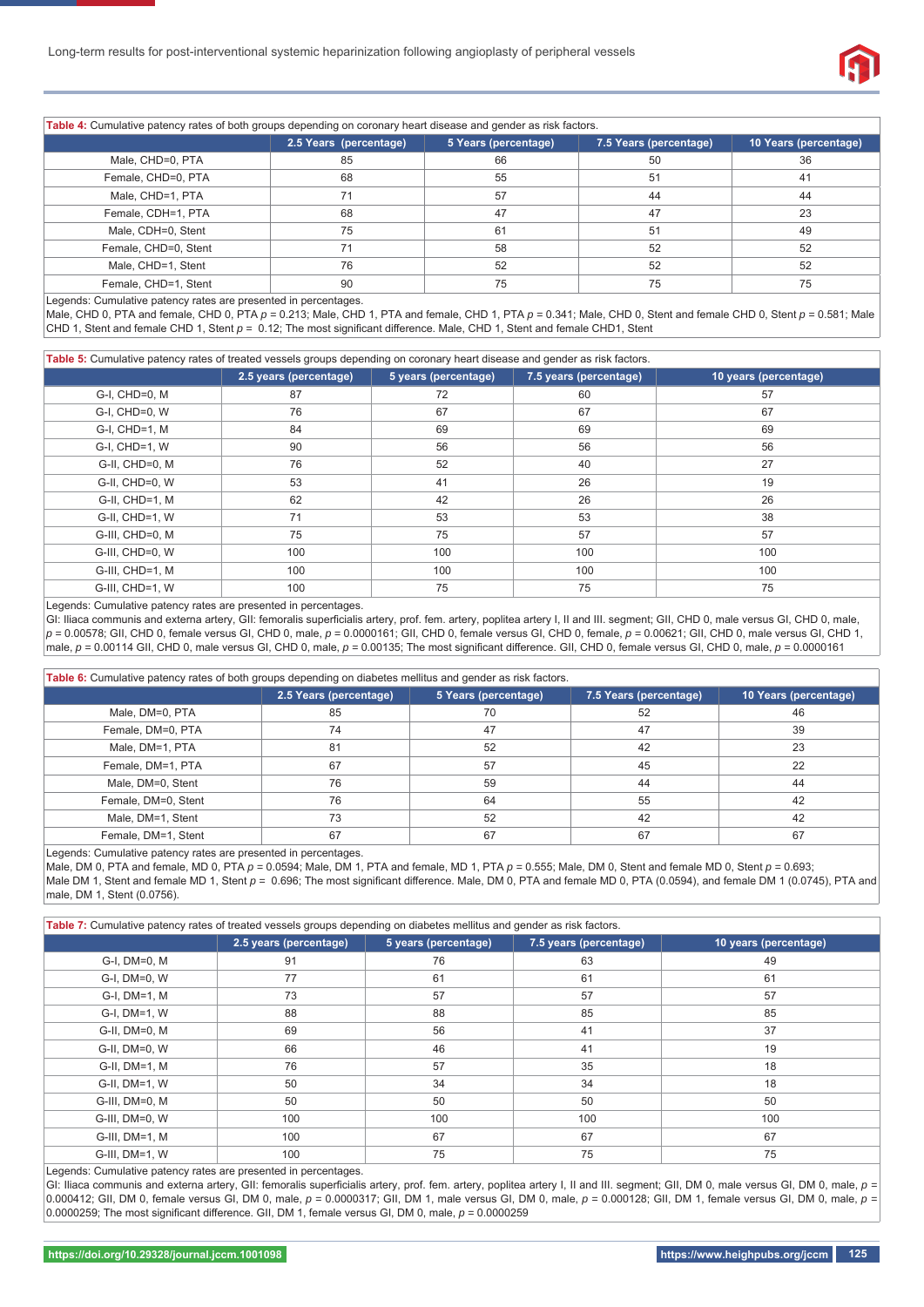**Table 4:** Cumulative patency rates of both groups depending on coronary heart disease and gender as risk factors.

| | 2.5 Years (percentage) | 5 Years (percentage) | 7.5 Years (percentage) | 10 Years (percentage) |
|---|---|---|---|---|
| Male, CHD=0, PTA | 85 | 66 | 50 | 36 |
| Female, CHD=0, PTA | 68 | 55 | 51 | 41 |
| Male, CHD=1, PTA | 71 | 57 | 44 | 44 |
| Female, CDH=1, PTA | 68 | 47 | 47 | 23 |
| Male, CDH=0, Stent | 75 | 61 | 51 | 49 |
| Female, CHD=0, Stent | 71 | 58 | 52 | 52 |
| Male, CHD=1, Stent | 76 | 52 | 52 | 52 |
| Female, CHD=1, Stent | 90 | 75 | 75 | 75 |

Legends: Cumulative patency rates are presented in percentages.
Male, CHD 0, PTA and female, CHD 0, PTA $p = 0.213$; Male, CHD 1, PTA and female, CHD 1, PTA $p = 0.341$; Male, CHD 0, Stent and female CHD 0, Stent $p = 0.581$; Male CHD 1, Stent and female CHD 1, Stent $p = 0.12$; The most significant difference. Male, CHD 1, Stent and female CHD1, Stent

**Table 5:** Cumulative patency rates of treated vessels groups depending on coronary heart disease and gender as risk factors.

| | 2.5 years (percentage) | 5 years (percentage) | 7.5 years (percentage) | 10 years (percentage) |
|---|---|---|---|---|
| G-I, CHD=0, M | 87 | 72 | 60 | 57 |
| G-I, CHD=0, W | 76 | 67 | 67 | 67 |
| G-I, CHD=1, M | 84 | 69 | 69 | 69 |
| G-I, CHD=1, W | 90 | 56 | 56 | 56 |
| G-II, CHD=0, M | 76 | 52 | 40 | 27 |
| G-II, CHD=0, W | 53 | 41 | 26 | 19 |
| G-II, CHD=1, M | 62 | 42 | 26 | 26 |
| G-II, CHD=1, W | 71 | 53 | 53 | 38 |
| G-III, CHD=0, M | 75 | 75 | 57 | 57 |
| G-III, CHD=0, W | 100 | 100 | 100 | 100 |
| G-III, CHD=1, M | 100 | 100 | 100 | 100 |
| G-III, CHD=1, W | 100 | 75 | 75 | 75 |

Legends: Cumulative patency rates are presented in percentages.
GI: Iliaca communis and externa artery, GII: femoralis superficialis artery, prof. fem. artery, poplitea artery I, II and III. segment; GII, CHD 0, male versus GI, CHD 0, male, $p = 0.00578$; GII, CHD 0, female versus GI, CHD 0, male, $p = 0.0000161$; GII, CHD 0, female versus GI, CHD 0, female, $p = 0.00621$; GII, CHD 0, male versus GI, CHD 1, male, $p = 0.00114$ GII, CHD 0, male versus GI, CHD 0, male, $p = 0.00135$; The most significant difference. GII, CHD 0, female versus GI, CHD 0, male, $p = 0.0000161$

**Table 6:** Cumulative patency rates of both groups depending on diabetes mellitus and gender as risk factors.

| | 2.5 Years (percentage) | 5 Years (percentage) | 7.5 Years (percentage) | 10 Years (percentage) |
|---|---|---|---|---|
| Male, DM=0, PTA | 85 | 70 | 52 | 46 |
| Female, DM=0, PTA | 74 | 47 | 47 | 39 |
| Male, DM=1, PTA | 81 | 52 | 42 | 23 |
| Female, DM=1, PTA | 67 | 57 | 45 | 22 |
| Male, DM=0, Stent | 76 | 59 | 44 | 44 |
| Female, DM=0, Stent | 76 | 64 | 55 | 42 |
| Male, DM=1, Stent | 73 | 52 | 42 | 42 |
| Female, DM=1, Stent | 67 | 67 | 67 | 67 |

Legends: Cumulative patency rates are presented in percentages.
Male, DM 0, PTA and female, MD 0, PTA $p = 0.0594$; Male, DM 1, PTA and female, MD 1, PTA $p = 0.555$; Male, DM 0, Stent and female MD 0, Stent $p = 0.693$;
Male DM 1, Stent and female MD 1, Stent $p = 0.696$; The most significant difference. Male, DM 0, PTA and female MD 0, PTA (0.0594), and female DM 1 (0.0745), PTA and male, DM 1, Stent (0.0756).

**Table 7:** Cumulative patency rates of treated vessels groups depending on diabetes mellitus and gender as risk factors.

| | 2.5 years (percentage) | 5 years (percentage) | 7.5 years (percentage) | 10 years (percentage) |
|---|---|---|---|---|
| G-I, DM=0, M | 91 | 76 | 63 | 49 |
| G-I, DM=0, W | 77 | 61 | 61 | 61 |
| G-I, DM=1, M | 73 | 57 | 57 | 57 |
| G-I, DM=1, W | 88 | 88 | 85 | 85 |
| G-II, DM=0, M | 69 | 56 | 41 | 37 |
| G-II, DM=0, W | 66 | 46 | 41 | 19 |
| G-II, DM=1, M | 76 | 57 | 35 | 18 |
| G-II, DM=1, W | 50 | 34 | 34 | 18 |
| G-III, DM=0, M | 50 | 50 | 50 | 50 |
| G-III, DM=0, W | 100 | 100 | 100 | 100 |
| G-III, DM=1, M | 100 | 67 | 67 | 67 |
| G-III, DM=1, W | 100 | 75 | 75 | 75 |

Legends: Cumulative patency rates are presented in percentages.
GI: Iliaca communis and externa artery, GII: femoralis superficialis artery, prof. fem. artery, poplitea artery I, II and III. segment; GII, DM 0, male versus GI, DM 0, male, $p = 0.000412$; GII, DM 0, female versus GI, DM 0, male, $p = 0.0000317$; GII, DM 1, male versus GI, DM 0, male, $p = 0.000128$; GII, DM 1, female versus GI, DM 0, male, $p = 0.0000259$; The most significant difference. GII, DM 1, female versus GI, DM 0, male, $p = 0.0000259$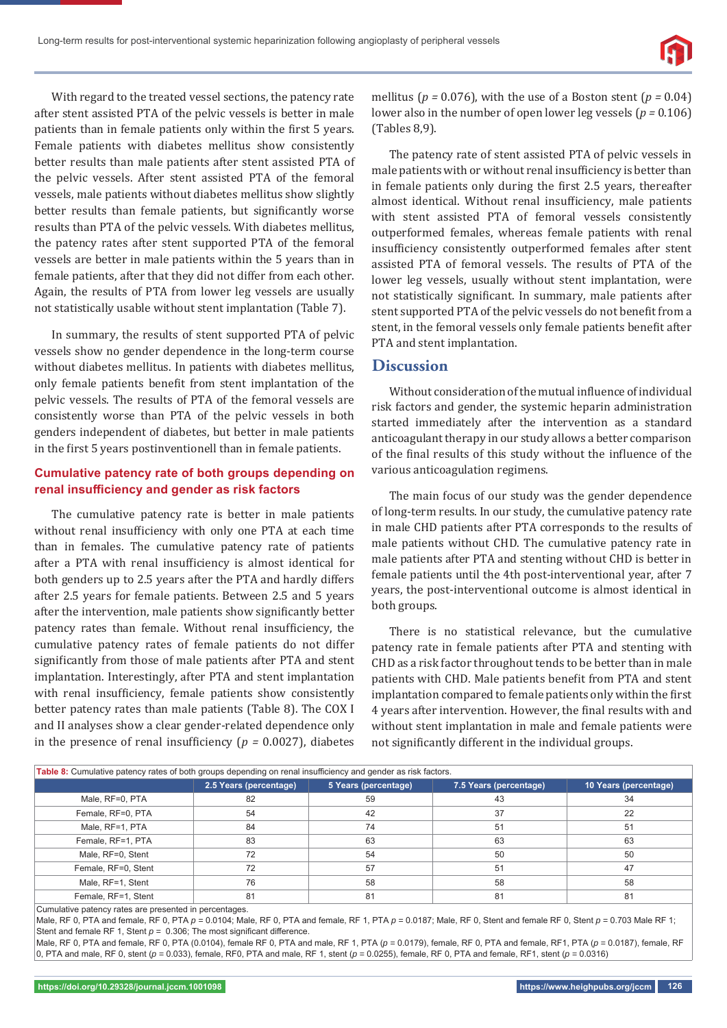With regard to the treated vessel sections, the patency rate after stent assisted PTA of the pelvic vessels is better in male patients than in female patients only within the first 5 years. Female patients with diabetes mellitus show consistently better results than male patients after stent assisted PTA of the pelvic vessels. After stent assisted PTA of the femoral vessels, male patients without diabetes mellitus show slightly better results than female patients, but significantly worse results than PTA of the pelvic vessels. With diabetes mellitus, the patency rates after stent supported PTA of the femoral vessels are better in male patients within the 5 years than in female patients, after that they did not differ from each other. Again, the results of PTA from lower leg vessels are usually not statistically usable without stent implantation (Table 7).

In summary, the results of stent supported PTA of pelvic vessels show no gender dependence in the long-term course without diabetes mellitus. In patients with diabetes mellitus, only female patients benefit from stent implantation of the pelvic vessels. The results of PTA of the femoral vessels are consistently worse than PTA of the pelvic vessels in both genders independent of diabetes, but better in male patients in the first 5 years postinventionell than in female patients.

### Cumulative patency rate of both groups depending on renal insufficiency and gender as risk factors

The cumulative patency rate is better in male patients without renal insufficiency with only one PTA at each time than in females. The cumulative patency rate of patients after a PTA with renal insufficiency is almost identical for both genders up to 2.5 years after the PTA and hardly differs after 2.5 years for female patients. Between 2.5 and 5 years after the intervention, male patients show significantly better patency rates than female. Without renal insufficiency, the cumulative patency rates of female patients do not differ significantly from those of male patients after PTA and stent implantation. Interestingly, after PTA and stent implantation with renal insufficiency, female patients show consistently better patency rates than male patients (Table 8). The COX I and II analyses show a clear gender-related dependence only in the presence of renal insufficiency ($p$ = 0.0027), diabetes mellitus ($p$ = 0.076), with the use of a Boston stent ($p$ = 0.04) lower also in the number of open lower leg vessels ($p$ = 0.106) (Tables 8,9).

The patency rate of stent assisted PTA of pelvic vessels in male patients with or without renal insufficiency is better than in female patients only during the first 2.5 years, thereafter almost identical. Without renal insufficiency, male patients with stent assisted PTA of femoral vessels consistently outperformed females, whereas female patients with renal insufficiency consistently outperformed females after stent assisted PTA of femoral vessels. The results of PTA of the lower leg vessels, usually without stent implantation, were not statistically significant. In summary, male patients after stent supported PTA of the pelvic vessels do not benefit from a stent, in the femoral vessels only female patients benefit after PTA and stent implantation.

## Discussion

Without consideration of the mutual influence of individual risk factors and gender, the systemic heparin administration started immediately after the intervention as a standard anticoagulant therapy in our study allows a better comparison of the final results of this study without the influence of the various anticoagulation regimens.

The main focus of our study was the gender dependence of long-term results. In our study, the cumulative patency rate in male CHD patients after PTA corresponds to the results of male patients without CHD. The cumulative patency rate in male patients after PTA and stenting without CHD is better in female patients until the 4th post-interventional year, after 7 years, the post-interventional outcome is almost identical in both groups.

There is no statistical relevance, but the cumulative patency rate in female patients after PTA and stenting with CHD as a risk factor throughout tends to be better than in male patients with CHD. Male patients benefit from PTA and stent implantation compared to female patients only within the first 4 years after intervention. However, the final results with and without stent implantation in male and female patients were not significantly different in the individual groups.

**Table 8:** Cumulative patency rates of both groups depending on renal insufficiency and gender as risk factors.

| | 2.5 Years (percentage) | 5 Years (percentage) | 7.5 Years (percentage) | 10 Years (percentage) |
|---|---|---|---|---|
| Male, RF=0, PTA | 82 | 59 | 43 | 34 |
| Female, RF=0, PTA | 54 | 42 | 37 | 22 |
| Male, RF=1, PTA | 84 | 74 | 51 | 51 |
| Female, RF=1, PTA | 83 | 63 | 63 | 63 |
| Male, RF=0, Stent | 72 | 54 | 50 | 50 |
| Female, RF=0, Stent | 72 | 57 | 51 | 47 |
| Male, RF=1, Stent | 76 | 58 | 58 | 58 |
| Female, RF=1, Stent | 81 | 81 | 81 | 81 |

Cumulative patency rates are presented in percentages.
Male, RF 0, PTA and female, RF 0, PTA $p$ = 0.0104; Male, RF 0, PTA and female, RF 1, PTA $p$ = 0.0187; Male, RF 0, Stent and female RF 0, Stent $p$ = 0.703 Male RF 1; Stent and female RF 1, Stent $p$ = 0.306; The most significant difference.
Male, RF 0, PTA and female, RF 0, PTA (0.0104), female RF 0, PTA and male, RF 1, PTA ($p$ = 0.0179), female, RF 0, PTA and female, RF1, PTA ($p$ = 0.0187), female, RF 0, PTA and male, RF 0, stent ($p$ = 0.033), female, RF0, PTA and male, RF 1, stent ($p$ = 0.0255), female, RF 0, PTA and female, RF1, stent ($p$ = 0.0316)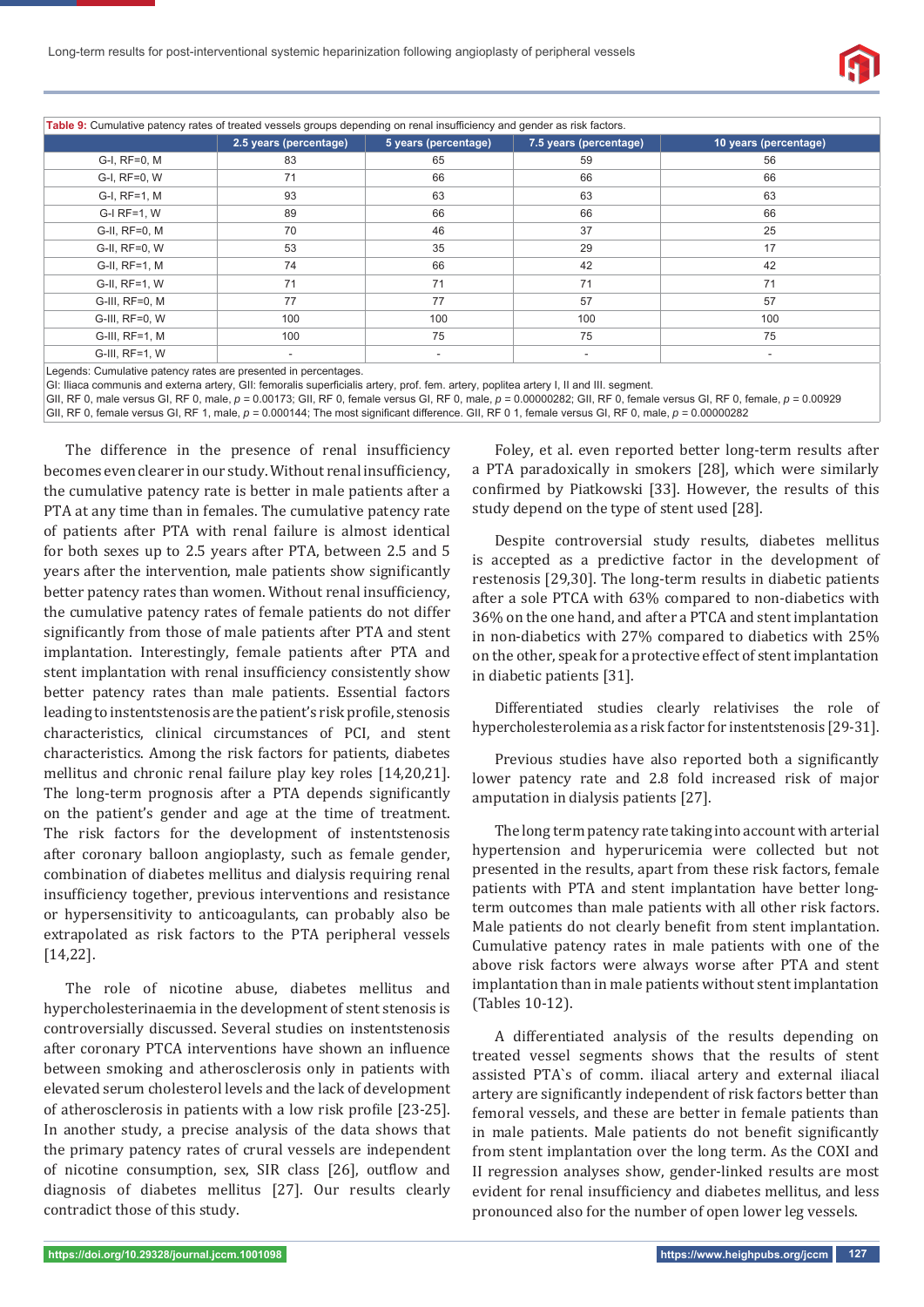**Table 9:** Cumulative patency rates of treated vessels groups depending on renal insufficiency and gender as risk factors.

| | 2.5 years (percentage) | 5 years (percentage) | 7.5 years (percentage) | 10 years (percentage) |
|---|---|---|---|---|
| G-I, RF=0, M | 83 | 65 | 59 | 56 |
| G-I, RF=0, W | 71 | 66 | 66 | 66 |
| G-I, RF=1, M | 93 | 63 | 63 | 63 |
| G-I RF=1, W | 89 | 66 | 66 | 66 |
| G-II, RF=0, M | 70 | 46 | 37 | 25 |
| G-II, RF=0, W | 53 | 35 | 29 | 17 |
| G-II, RF=1, M | 74 | 66 | 42 | 42 |
| G-II, RF=1, W | 71 | 71 | 71 | 71 |
| G-III, RF=0, M | 77 | 77 | 57 | 57 |
| G-III, RF=0, W | 100 | 100 | 100 | 100 |
| G-III, RF=1, M | 100 | 75 | 75 | 75 |
| G-III, RF=1, W | - | - | - | - |

Legends: Cumulative patency rates are presented in percentages.
GI: Iliaca communis and externa artery, GII: femoralis superficialis artery, prof. fem. artery, poplitea artery I, II and III. segment.
GII, RF 0, male versus GI, RF 0, male, $p = 0.00173$; GII, RF 0, female versus GI, RF 0, male, $p = 0.00000282$; GII, RF 0, female versus GI, RF 0, female, $p = 0.00929$
GII, RF 0, female versus GI, RF 1, male, $p = 0.000144$; The most significant difference. GII, RF 0 1, female versus GI, RF 0, male, $p = 0.00000282$

The difference in the presence of renal insufficiency becomes even clearer in our study. Without renal insufficiency, the cumulative patency rate is better in male patients after a PTA at any time than in females. The cumulative patency rate of patients after PTA with renal failure is almost identical for both sexes up to 2.5 years after PTA, between 2.5 and 5 years after the intervention, male patients show significantly better patency rates than women. Without renal insufficiency, the cumulative patency rates of female patients do not differ significantly from those of male patients after PTA and stent implantation. Interestingly, female patients after PTA and stent implantation with renal insufficiency consistently show better patency rates than male patients. Essential factors leading to instentstenosis are the patient's risk profile, stenosis characteristics, clinical circumstances of PCI, and stent characteristics. Among the risk factors for patients, diabetes mellitus and chronic renal failure play key roles [14,20,21]. The long-term prognosis after a PTA depends significantly on the patient's gender and age at the time of treatment. The risk factors for the development of instentstenosis after coronary balloon angioplasty, such as female gender, combination of diabetes mellitus and dialysis requiring renal insufficiency together, previous interventions and resistance or hypersensitivity to anticoagulants, can probably also be extrapolated as risk factors to the PTA peripheral vessels [14,22].

The role of nicotine abuse, diabetes mellitus and hypercholesterinaemia in the development of stent stenosis is controversially discussed. Several studies on instentstenosis after coronary PTCA interventions have shown an influence between smoking and atherosclerosis only in patients with elevated serum cholesterol levels and the lack of development of atherosclerosis in patients with a low risk profile [23-25]. In another study, a precise analysis of the data shows that the primary patency rates of crural vessels are independent of nicotine consumption, sex, SIR class [26], outflow and diagnosis of diabetes mellitus [27]. Our results clearly contradict those of this study.

Foley, et al. even reported better long-term results after a PTA paradoxically in smokers [28], which were similarly confirmed by Piatkowski [33]. However, the results of this study depend on the type of stent used [28].

Despite controversial study results, diabetes mellitus is accepted as a predictive factor in the development of restenosis [29,30]. The long-term results in diabetic patients after a sole PTCA with 63% compared to non-diabetics with 36% on the one hand, and after a PTCA and stent implantation in non-diabetics with 27% compared to diabetics with 25% on the other, speak for a protective effect of stent implantation in diabetic patients [31].

Differentiated studies clearly relativises the role of hypercholesterolemia as a risk factor for instentstenosis [29-31].

Previous studies have also reported both a significantly lower patency rate and 2.8 fold increased risk of major amputation in dialysis patients [27].

The long term patency rate taking into account with arterial hypertension and hyperuricemia were collected but not presented in the results, apart from these risk factors, female patients with PTA and stent implantation have better long-term outcomes than male patients with all other risk factors. Male patients do not clearly benefit from stent implantation. Cumulative patency rates in male patients with one of the above risk factors were always worse after PTA and stent implantation than in male patients without stent implantation (Tables 10-12).

A differentiated analysis of the results depending on treated vessel segments shows that the results of stent assisted PTA`s of comm. iliacal artery and external iliacal artery are significantly independent of risk factors better than femoral vessels, and these are better in female patients than in male patients. Male patients do not benefit significantly from stent implantation over the long term. As the COXI and II regression analyses show, gender-linked results are most evident for renal insufficiency and diabetes mellitus, and less pronounced also for the number of open lower leg vessels.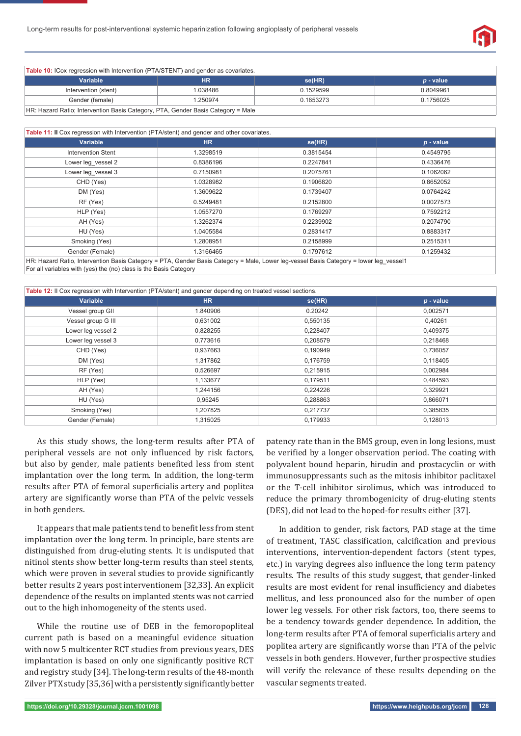**Table 10:** ICox regression with Intervention (PTA/STENT) and gender as covariates.

| Variable | HR | se(HR) | *p* - value |
|---|---|---|---|
| Intervention (stent) | 1.038486 | 0.1529599 | 0.8049961 |
| Gender (female) | 1.250974 | 0.1653273 | 0.1756025 |

HR: Hazard Ratio; Intervention Basis Category, PTA, Gender Basis Category = Male

**Table 11:** **II** Cox regression with Intervention (PTA/stent) and gender and other covariates.

| Variable | HR | se(HR) | *p* - value |
|---|---|---|---|
| Intervention Stent | 1.3298519 | 0.3815454 | 0.4549795 |
| Lower leg_vessel 2 | 0.8386196 | 0.2247841 | 0.4336476 |
| Lower leg_vessel 3 | 0.7150981 | 0.2075761 | 0.1062062 |
| CHD (Yes) | 1.0328982 | 0.1906820 | 0.8652052 |
| DM (Yes) | 1.3609622 | 0.1739407 | 0.0764242 |
| RF (Yes) | 0.5249481 | 0.2152800 | 0.0027573 |
| HLP (Yes) | 1.0557270 | 0.1769297 | 0.7592212 |
| AH (Yes) | 1.3262374 | 0.2239902 | 0.2074790 |
| HU (Yes) | 1.0405584 | 0.2831417 | 0.8883317 |
| Smoking (Yes) | 1.2808951 | 0.2158999 | 0.2515311 |
| Gender (Female) | 1.3166465 | 0.1797612 | 0.1259432 |

HR: Hazard Ratio, Intervention Basis Category = PTA, Gender Basis Category = Male, Lower leg-vessel Basis Category = lower leg_vessel1
For all variables with (yes) the (no) class is the Basis Category

**Table 12:** II Cox regression with Intervention (PTA/stent) and gender depending on treated vessel sections.

| Variable | HR | se(HR) | *p* - value |
|---|---|---|---|
| Vessel group GII | 1.840906 | 0.20242 | 0,002571 |
| Vessel group G III | 0,631002 | 0,550135 | 0,40261 |
| Lower leg vessel 2 | 0,828255 | 0,228407 | 0,409375 |
| Lower leg vessel 3 | 0,773616 | 0,208579 | 0,218468 |
| CHD (Yes) | 0,937663 | 0,190949 | 0,736057 |
| DM (Yes) | 1,317862 | 0,176759 | 0,118405 |
| RF (Yes) | 0,526697 | 0,215915 | 0,002984 |
| HLP (Yes) | 1,133677 | 0,179511 | 0,484593 |
| AH (Yes) | 1,244156 | 0,224226 | 0,329921 |
| HU (Yes) | 0,95245 | 0,288863 | 0,866071 |
| Smoking (Yes) | 1,207825 | 0,217737 | 0,385835 |
| Gender (Female) | 1,315025 | 0,179933 | 0,128013 |

As this study shows, the long-term results after PTA of peripheral vessels are not only influenced by risk factors, but also by gender, male patients benefited less from stent implantation over the long term. In addition, the long-term results after PTA of femoral superficialis artery and poplitea artery are significantly worse than PTA of the pelvic vessels in both genders.

It appears that male patients tend to benefit less from stent implantation over the long term. In principle, bare stents are distinguished from drug-eluting stents. It is undisputed that nitinol stents show better long-term results than steel stents, which were proven in several studies to provide significantly better results 2 years post interventionem [32,33]. An explicit dependence of the results on implanted stents was not carried out to the high inhomogeneity of the stents used.

While the routine use of DEB in the femoropopliteal current path is based on a meaningful evidence situation with now 5 multicenter RCT studies from previous years, DES implantation is based on only one significantly positive RCT and registry study [34]. The long-term results of the 48-month Zilver PTX study [35,36] with a persistently significantly better patency rate than in the BMS group, even in long lesions, must be verified by a longer observation period. The coating with polyvalent bound heparin, hirudin and prostacyclin or with immunosuppressants such as the mitosis inhibitor paclitaxel or the T-cell inhibitor sirolimus, which was introduced to reduce the primary thrombogenicity of drug-eluting stents (DES), did not lead to the hoped-for results either [37].

In addition to gender, risk factors, PAD stage at the time of treatment, TASC classification, calcification and previous interventions, intervention-dependent factors (stent types, etc.) in varying degrees also influence the long term patency results. The results of this study suggest, that gender-linked results are most evident for renal insufficiency and diabetes mellitus, and less pronounced also for the number of open lower leg vessels. For other risk factors, too, there seems to be a tendency towards gender dependence. In addition, the long-term results after PTA of femoral superficialis artery and poplitea artery are significantly worse than PTA of the pelvic vessels in both genders. However, further prospective studies will verify the relevance of these results depending on the vascular segments treated.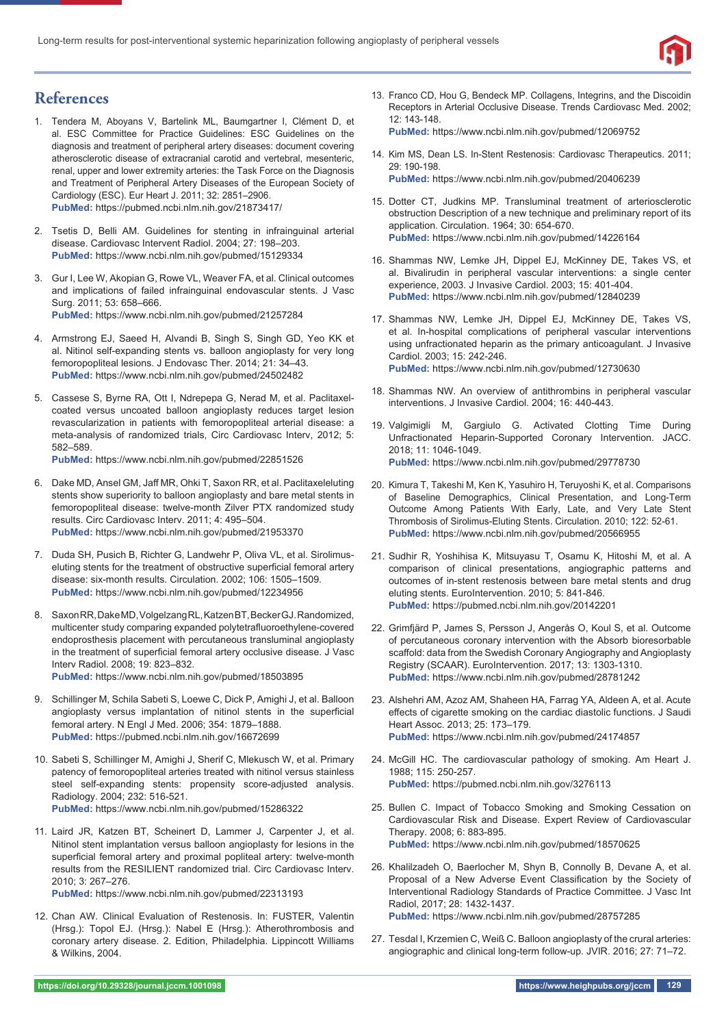## References

1. Tendera M, Aboyans V, Bartelink ML, Baumgartner I, Clément D, et al. ESC Committee for Practice Guidelines: ESC Guidelines on the diagnosis and treatment of peripheral artery diseases: document covering atherosclerotic disease of extracranial carotid and vertebral, mesenteric, renal, upper and lower extremity arteries: the Task Force on the Diagnosis and Treatment of Peripheral Artery Diseases of the European Society of Cardiology (ESC). Eur Heart J. 2011; 32: 2851–2906. **PubMed:** https://pubmed.ncbi.nlm.nih.gov/21873417/

2. Tsetis D, Belli AM. Guidelines for stenting in infrainguinal arterial disease. Cardiovasc Intervent Radiol. 2004; 27: 198–203. **PubMed:** https://www.ncbi.nlm.nih.gov/pubmed/15129334

3. Gur I, Lee W, Akopian G, Rowe VL, Weaver FA, et al. Clinical outcomes and implications of failed infrainguinal endovascular stents. J Vasc Surg. 2011; 53: 658–666. **PubMed:** https://www.ncbi.nlm.nih.gov/pubmed/21257284

4. Armstrong EJ, Saeed H, Alvandi B, Singh S, Singh GD, Yeo KK et al. Nitinol self-expanding stents vs. balloon angioplasty for very long femoropopliteal lesions. J Endovasc Ther. 2014; 21: 34–43. **PubMed:** https://www.ncbi.nlm.nih.gov/pubmed/24502482

5. Cassese S, Byrne RA, Ott I, Ndrepepa G, Nerad M, et al. Paclitaxel-coated versus uncoated balloon angioplasty reduces target lesion revascularization in patients with femoropopliteal arterial disease: a meta-analysis of randomized trials, Circ Cardiovasc Interv, 2012; 5: 582–589. **PubMed:** https://www.ncbi.nlm.nih.gov/pubmed/22851526

6. Dake MD, Ansel GM, Jaff MR, Ohki T, Saxon RR, et al. Paclitaxeleluting stents show superiority to balloon angioplasty and bare metal stents in femoropopliteal disease: twelve-month Zilver PTX randomized study results. Circ Cardiovasc Interv. 2011; 4: 495–504. **PubMed:** https://www.ncbi.nlm.nih.gov/pubmed/21953370

7. Duda SH, Pusich B, Richter G, Landwehr P, Oliva VL, et al. Sirolimus-eluting stents for the treatment of obstructive superficial femoral artery disease: six-month results. Circulation. 2002; 106: 1505–1509. **PubMed:** https://www.ncbi.nlm.nih.gov/pubmed/12234956

8. Saxon RR, Dake MD, Volgelzang RL, Katzen BT, Becker GJ. Randomized, multicenter study comparing expanded polytetrafluoroethylene-covered endoprosthesis placement with percutaneous transluminal angioplasty in the treatment of superficial femoral artery occlusive disease. J Vasc Interv Radiol. 2008; 19: 823–832. **PubMed:** https://www.ncbi.nlm.nih.gov/pubmed/18503895

9. Schillinger M, Schila Sabeti S, Loewe C, Dick P, Amighi J, et al. Balloon angioplasty versus implantation of nitinol stents in the superficial femoral artery. N Engl J Med. 2006; 354: 1879–1888. **PubMed:** https://pubmed.ncbi.nlm.nih.gov/16672699

10. Sabeti S, Schillinger M, Amighi J, Sherif C, Mlekusch W, et al. Primary patency of femoropopliteal arteries treated with nitinol versus stainless steel self-expanding stents: propensity score-adjusted analysis. Radiology. 2004; 232: 516-521. **PubMed:** https://www.ncbi.nlm.nih.gov/pubmed/15286322

11. Laird JR, Katzen BT, Scheinert D, Lammer J, Carpenter J, et al. Nitinol stent implantation versus balloon angioplasty for lesions in the superficial femoral artery and proximal popliteal artery: twelve-month results from the RESILIENT randomized trial. Circ Cardiovasc Interv. 2010; 3: 267–276. **PubMed:** https://www.ncbi.nlm.nih.gov/pubmed/22313193

12. Chan AW. Clinical Evaluation of Restenosis. In: FUSTER, Valentin (Hrsg.): Topol EJ. (Hrsg.): Nabel E (Hrsg.): Atherothrombosis and coronary artery disease. 2. Edition, Philadelphia. Lippincott Williams & Wilkins, 2004.

13. Franco CD, Hou G, Bendeck MP. Collagens, Integrins, and the Discoidin Receptors in Arterial Occlusive Disease. Trends Cardiovasc Med. 2002; 12: 143-148. **PubMed:** https://www.ncbi.nlm.nih.gov/pubmed/12069752

14. Kim MS, Dean LS. In-Stent Restenosis: Cardiovasc Therapeutics. 2011; 29: 190-198. **PubMed:** https://www.ncbi.nlm.nih.gov/pubmed/20406239

15. Dotter CT, Judkins MP. Transluminal treatment of arteriosclerotic obstruction Description of a new technique and preliminary report of its application. Circulation. 1964; 30: 654-670. **PubMed:** https://www.ncbi.nlm.nih.gov/pubmed/14226164

16. Shammas NW, Lemke JH, Dippel EJ, McKinney DE, Takes VS, et al. Bivalirudin in peripheral vascular interventions: a single center experience, 2003. J Invasive Cardiol. 2003; 15: 401-404. **PubMed:** https://www.ncbi.nlm.nih.gov/pubmed/12840239

17. Shammas NW, Lemke JH, Dippel EJ, McKinney DE, Takes VS, et al. In-hospital complications of peripheral vascular interventions using unfractionated heparin as the primary anticoagulant. J Invasive Cardiol. 2003; 15: 242-246. **PubMed:** https://www.ncbi.nlm.nih.gov/pubmed/12730630

18. Shammas NW. An overview of antithrombins in peripheral vascular interventions. J Invasive Cardiol. 2004; 16: 440-443.

19. Valgimigli M, Gargiulo G. Activated Clotting Time During Unfractionated Heparin-Supported Coronary Intervention. JACC. 2018; 11: 1046-1049. **PubMed:** https://www.ncbi.nlm.nih.gov/pubmed/29778730

20. Kimura T, Takeshi M, Ken K, Yasuhiro H, Teruyoshi K, et al. Comparisons of Baseline Demographics, Clinical Presentation, and Long-Term Outcome Among Patients With Early, Late, and Very Late Stent Thrombosis of Sirolimus-Eluting Stents. Circulation. 2010; 122: 52-61. **PubMed:** https://www.ncbi.nlm.nih.gov/pubmed/20566955

21. Sudhir R, Yoshihisa K, Mitsuyasu T, Osamu K, Hitoshi M, et al. A comparison of clinical presentations, angiographic patterns and outcomes of in-stent restenosis between bare metal stents and drug eluting stents. EuroIntervention. 2010; 5: 841-846. **PubMed:** https://pubmed.ncbi.nlm.nih.gov/20142201

22. Grimfjärd P, James S, Persson J, Angerås O, Koul S, et al. Outcome of percutaneous coronary intervention with the Absorb bioresorbable scaffold: data from the Swedish Coronary Angiography and Angioplasty Registry (SCAAR). EuroIntervention. 2017; 13: 1303-1310. **PubMed:** https://www.ncbi.nlm.nih.gov/pubmed/28781242

23. Alshehri AM, Azoz AM, Shaheen HA, Farrag YA, Aldeen A, et al. Acute effects of cigarette smoking on the cardiac diastolic functions. J Saudi Heart Assoc. 2013; 25: 173–179. **PubMed:** https://www.ncbi.nlm.nih.gov/pubmed/24174857

24. McGill HC. The cardiovascular pathology of smoking. Am Heart J. 1988; 115: 250-257. **PubMed:** https://pubmed.ncbi.nlm.nih.gov/3276113

25. Bullen C. Impact of Tobacco Smoking and Smoking Cessation on Cardiovascular Risk and Disease. Expert Review of Cardiovascular Therapy. 2008; 6: 883-895. **PubMed:** https://www.ncbi.nlm.nih.gov/pubmed/18570625

26. Khalilzadeh O, Baerlocher M, Shyn B, Connolly B, Devane A, et al. Proposal of a New Adverse Event Classification by the Society of Interventional Radiology Standards of Practice Committee. J Vasc Int Radiol, 2017; 28: 1432-1437. **PubMed:** https://www.ncbi.nlm.nih.gov/pubmed/28757285

27. Tesdal I, Krzemien C, Weiß C. Balloon angioplasty of the crural arteries: angiographic and clinical long-term follow-up. JVIR. 2016; 27: 71–72.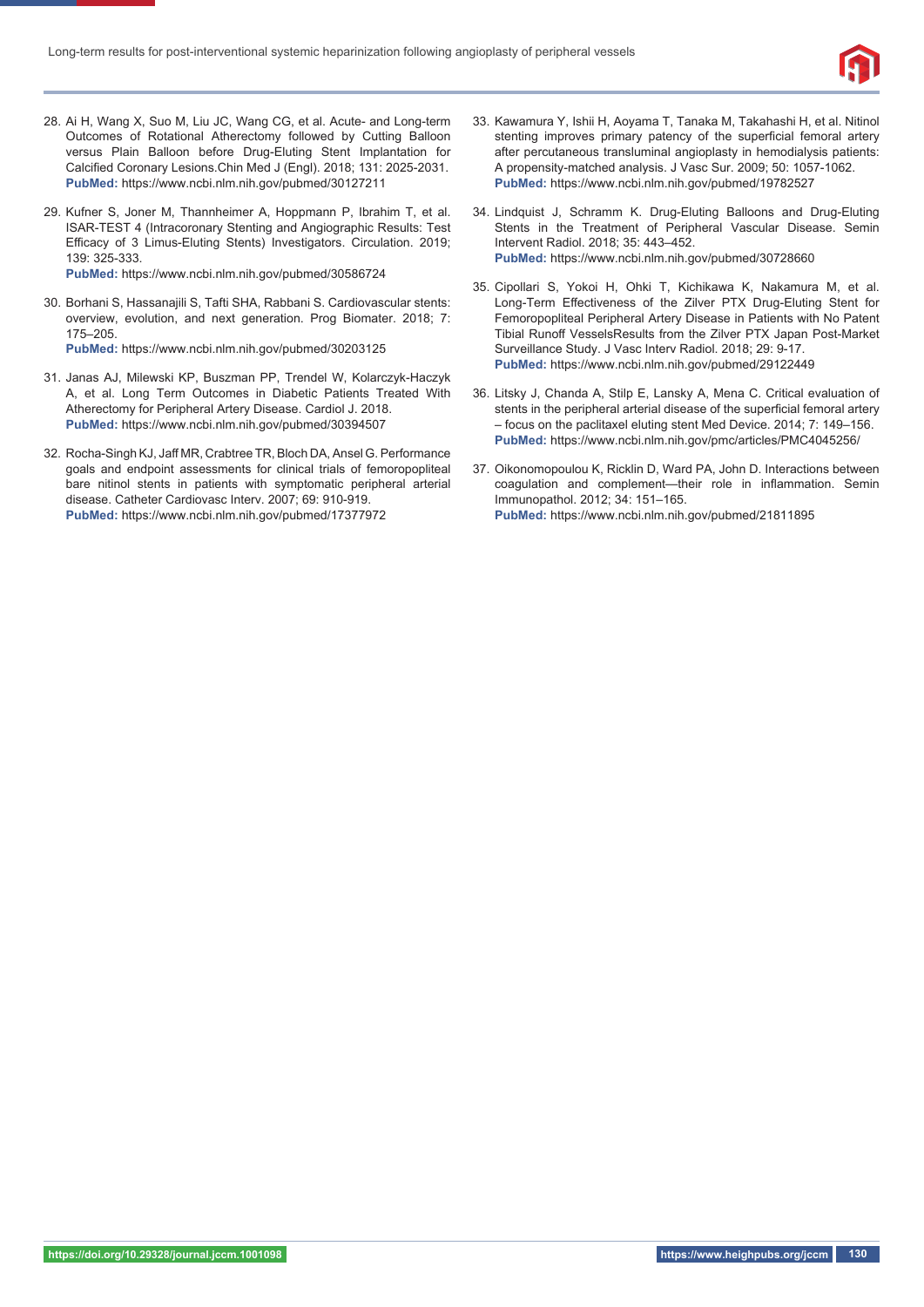28. Ai H, Wang X, Suo M, Liu JC, Wang CG, et al. Acute- and Long-term Outcomes of Rotational Atherectomy followed by Cutting Balloon versus Plain Balloon before Drug-Eluting Stent Implantation for Calcified Coronary Lesions.Chin Med J (Engl). 2018; 131: 2025-2031. **PubMed:** https://www.ncbi.nlm.nih.gov/pubmed/30127211

29. Kufner S, Joner M, Thannheimer A, Hoppmann P, Ibrahim T, et al. ISAR-TEST 4 (Intracoronary Stenting and Angiographic Results: Test Efficacy of 3 Limus-Eluting Stents) Investigators. Circulation. 2019; 139: 325-333. **PubMed:** https://www.ncbi.nlm.nih.gov/pubmed/30586724

30. Borhani S, Hassanajili S, Tafti SHA, Rabbani S. Cardiovascular stents: overview, evolution, and next generation. Prog Biomater. 2018; 7: 175–205. **PubMed:** https://www.ncbi.nlm.nih.gov/pubmed/30203125

31. Janas AJ, Milewski KP, Buszman PP, Trendel W, Kolarczyk-Haczyk A, et al. Long Term Outcomes in Diabetic Patients Treated With Atherectomy for Peripheral Artery Disease. Cardiol J. 2018. **PubMed:** https://www.ncbi.nlm.nih.gov/pubmed/30394507

32. Rocha-Singh KJ, Jaff MR, Crabtree TR, Bloch DA, Ansel G. Performance goals and endpoint assessments for clinical trials of femoropopliteal bare nitinol stents in patients with symptomatic peripheral arterial disease. Catheter Cardiovasc Interv. 2007; 69: 910-919. **PubMed:** https://www.ncbi.nlm.nih.gov/pubmed/17377972

33. Kawamura Y, Ishii H, Aoyama T, Tanaka M, Takahashi H, et al. Nitinol stenting improves primary patency of the superficial femoral artery after percutaneous transluminal angioplasty in hemodialysis patients: A propensity-matched analysis. J Vasc Sur. 2009; 50: 1057-1062. **PubMed:** https://www.ncbi.nlm.nih.gov/pubmed/19782527

34. Lindquist J, Schramm K. Drug-Eluting Balloons and Drug-Eluting Stents in the Treatment of Peripheral Vascular Disease. Semin Intervent Radiol. 2018; 35: 443–452. **PubMed:** https://www.ncbi.nlm.nih.gov/pubmed/30728660

35. Cipollari S, Yokoi H, Ohki T, Kichikawa K, Nakamura M, et al. Long-Term Effectiveness of the Zilver PTX Drug-Eluting Stent for Femoropopliteal Peripheral Artery Disease in Patients with No Patent Tibial Runoff VesselsResults from the Zilver PTX Japan Post-Market Surveillance Study. J Vasc Interv Radiol. 2018; 29: 9-17. **PubMed:** https://www.ncbi.nlm.nih.gov/pubmed/29122449

36. Litsky J, Chanda A, Stilp E, Lansky A, Mena C. Critical evaluation of stents in the peripheral arterial disease of the superficial femoral artery – focus on the paclitaxel eluting stent Med Device. 2014; 7: 149–156. **PubMed:** https://www.ncbi.nlm.nih.gov/pmc/articles/PMC4045256/

37. Oikonomopoulou K, Ricklin D, Ward PA, John D. Interactions between coagulation and complement—their role in inflammation. Semin Immunopathol. 2012; 34: 151–165. **PubMed:** https://www.ncbi.nlm.nih.gov/pubmed/21811895